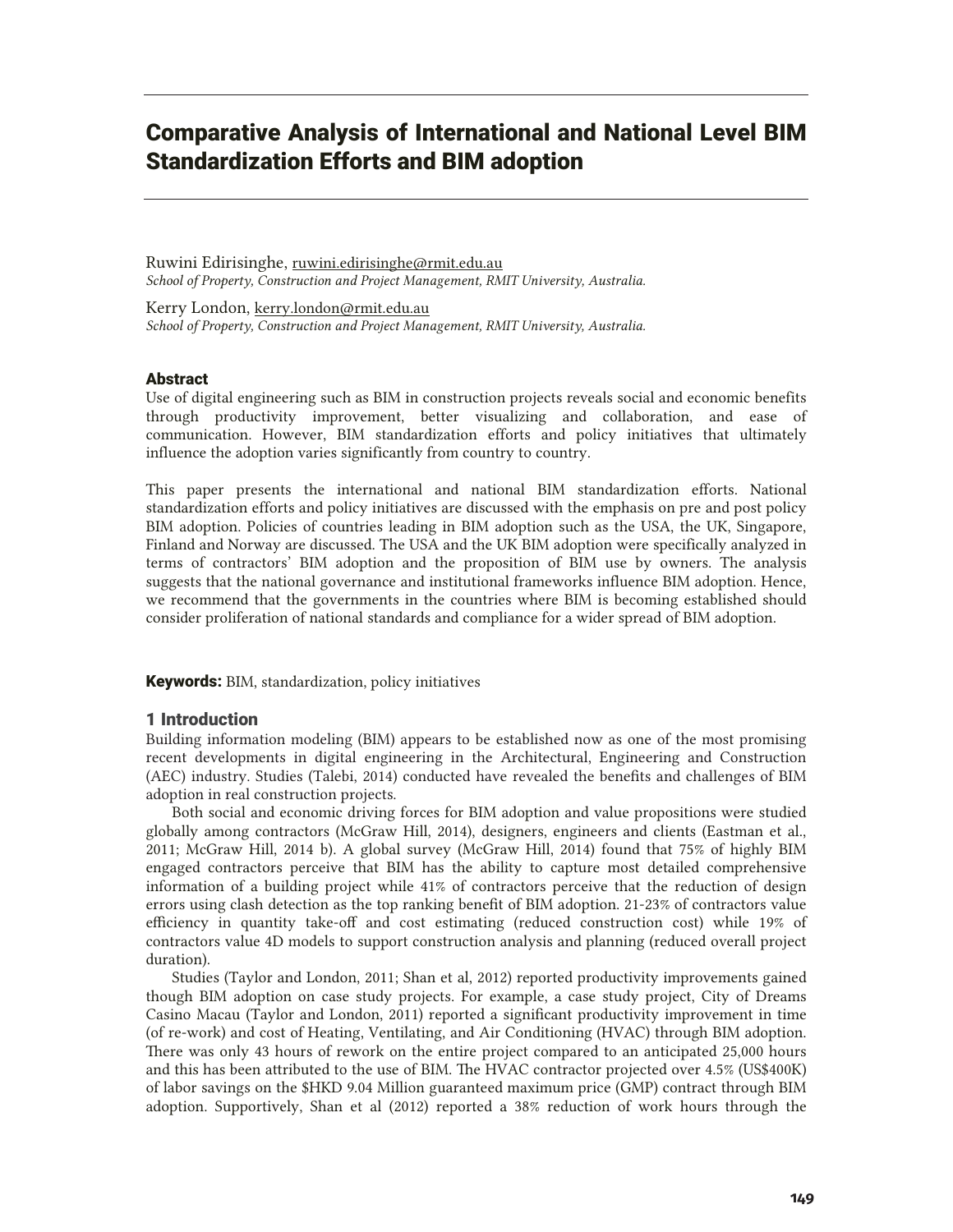# Comparative Analysis of International and National Level BIM Standardization Efforts and BIM adoption

Ruwini Edirisinghe, ruwini.edirisinghe@rmit.edu.au
*School of Property, Construction and Project Management, RMIT University, Australia.*

Kerry London, kerry.london@rmit.edu.au
*School of Property, Construction and Project Management, RMIT University, Australia.*

## Abstract

Use of digital engineering such as BIM in construction projects reveals social and economic benefits through productivity improvement, better visualizing and collaboration, and ease of communication. However, BIM standardization efforts and policy initiatives that ultimately influence the adoption varies significantly from country to country.

This paper presents the international and national BIM standardization efforts. National standardization efforts and policy initiatives are discussed with the emphasis on pre and post policy BIM adoption. Policies of countries leading in BIM adoption such as the USA, the UK, Singapore, Finland and Norway are discussed. The USA and the UK BIM adoption were specifically analyzed in terms of contractors' BIM adoption and the proposition of BIM use by owners. The analysis suggests that the national governance and institutional frameworks influence BIM adoption. Hence, we recommend that the governments in the countries where BIM is becoming established should consider proliferation of national standards and compliance for a wider spread of BIM adoption.

**Keywords:** BIM, standardization, policy initiatives

## 1 Introduction

Building information modeling (BIM) appears to be established now as one of the most promising recent developments in digital engineering in the Architectural, Engineering and Construction (AEC) industry. Studies (Talebi, 2014) conducted have revealed the benefits and challenges of BIM adoption in real construction projects.

Both social and economic driving forces for BIM adoption and value propositions were studied globally among contractors (McGraw Hill, 2014), designers, engineers and clients (Eastman et al., 2011; McGraw Hill, 2014 b). A global survey (McGraw Hill, 2014) found that 75% of highly BIM engaged contractors perceive that BIM has the ability to capture most detailed comprehensive information of a building project while 41% of contractors perceive that the reduction of design errors using clash detection as the top ranking benefit of BIM adoption. 21-23% of contractors value efficiency in quantity take-off and cost estimating (reduced construction cost) while 19% of contractors value 4D models to support construction analysis and planning (reduced overall project duration).

Studies (Taylor and London, 2011; Shan et al, 2012) reported productivity improvements gained though BIM adoption on case study projects. For example, a case study project, City of Dreams Casino Macau (Taylor and London, 2011) reported a significant productivity improvement in time (of re-work) and cost of Heating, Ventilating, and Air Conditioning (HVAC) through BIM adoption. There was only 43 hours of rework on the entire project compared to an anticipated 25,000 hours and this has been attributed to the use of BIM. The HVAC contractor projected over 4.5% (US$400K) of labor savings on the $HKD 9.04 Million guaranteed maximum price (GMP) contract through BIM adoption. Supportively, Shan et al (2012) reported a 38% reduction of work hours through the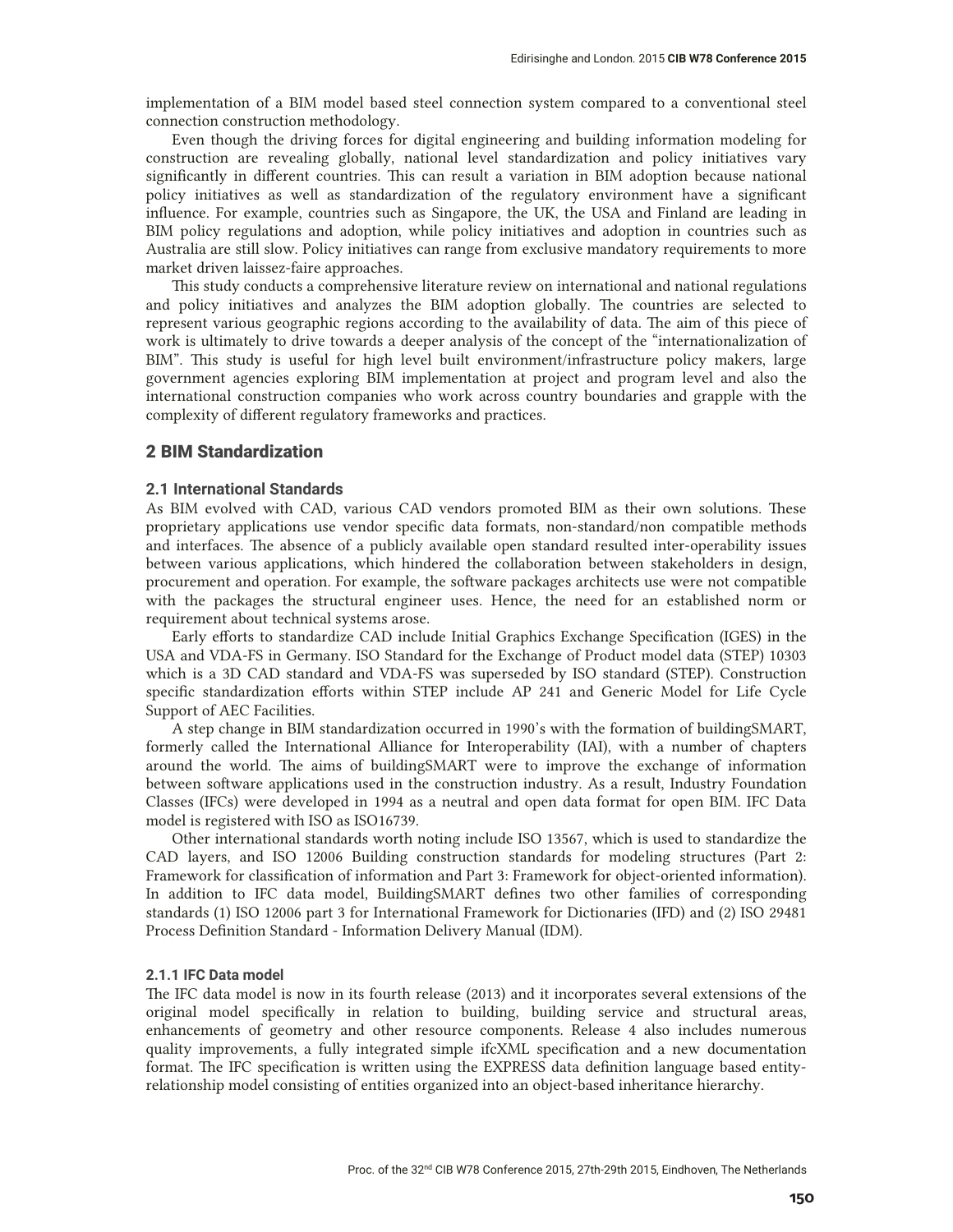implementation of a BIM model based steel connection system compared to a conventional steel connection construction methodology.

Even though the driving forces for digital engineering and building information modeling for construction are revealing globally, national level standardization and policy initiatives vary significantly in different countries. This can result a variation in BIM adoption because national policy initiatives as well as standardization of the regulatory environment have a significant influence. For example, countries such as Singapore, the UK, the USA and Finland are leading in BIM policy regulations and adoption, while policy initiatives and adoption in countries such as Australia are still slow. Policy initiatives can range from exclusive mandatory requirements to more market driven laissez-faire approaches.

This study conducts a comprehensive literature review on international and national regulations and policy initiatives and analyzes the BIM adoption globally. The countries are selected to represent various geographic regions according to the availability of data. The aim of this piece of work is ultimately to drive towards a deeper analysis of the concept of the "internationalization of BIM". This study is useful for high level built environment/infrastructure policy makers, large government agencies exploring BIM implementation at project and program level and also the international construction companies who work across country boundaries and grapple with the complexity of different regulatory frameworks and practices.

## 2 BIM Standardization

### 2.1 International Standards

As BIM evolved with CAD, various CAD vendors promoted BIM as their own solutions. These proprietary applications use vendor specific data formats, non-standard/non compatible methods and interfaces. The absence of a publicly available open standard resulted inter-operability issues between various applications, which hindered the collaboration between stakeholders in design, procurement and operation. For example, the software packages architects use were not compatible with the packages the structural engineer uses. Hence, the need for an established norm or requirement about technical systems arose.

Early efforts to standardize CAD include Initial Graphics Exchange Specification (IGES) in the USA and VDA-FS in Germany. ISO Standard for the Exchange of Product model data (STEP) 10303 which is a 3D CAD standard and VDA-FS was superseded by ISO standard (STEP). Construction specific standardization efforts within STEP include AP 241 and Generic Model for Life Cycle Support of AEC Facilities.

A step change in BIM standardization occurred in 1990's with the formation of buildingSMART, formerly called the International Alliance for Interoperability (IAI), with a number of chapters around the world. The aims of buildingSMART were to improve the exchange of information between software applications used in the construction industry. As a result, Industry Foundation Classes (IFCs) were developed in 1994 as a neutral and open data format for open BIM. IFC Data model is registered with ISO as ISO16739.

Other international standards worth noting include ISO 13567, which is used to standardize the CAD layers, and ISO 12006 Building construction standards for modeling structures (Part 2: Framework for classification of information and Part 3: Framework for object-oriented information). In addition to IFC data model, BuildingSMART defines two other families of corresponding standards (1) ISO 12006 part 3 for International Framework for Dictionaries (IFD) and (2) ISO 29481 Process Definition Standard - Information Delivery Manual (IDM).

#### 2.1.1 IFC Data model

The IFC data model is now in its fourth release (2013) and it incorporates several extensions of the original model specifically in relation to building, building service and structural areas, enhancements of geometry and other resource components. Release 4 also includes numerous quality improvements, a fully integrated simple ifcXML specification and a new documentation format. The IFC specification is written using the EXPRESS data definition language based entity-relationship model consisting of entities organized into an object-based inheritance hierarchy.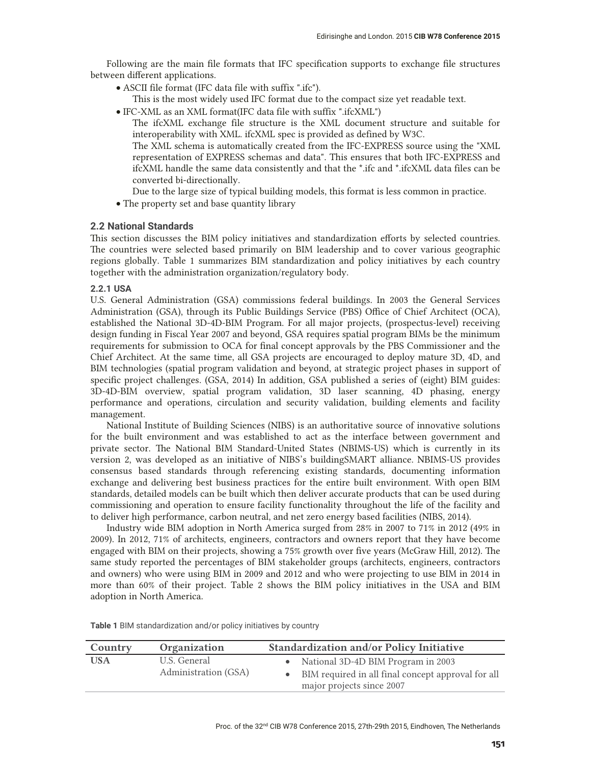Following are the main file formats that IFC specification supports to exchange file structures between different applications.

- ASCII file format (IFC data file with suffix ".ifc").

  This is the most widely used IFC format due to the compact size yet readable text.

- IFC-XML as an XML format(IFC data file with suffix ".ifcXML")

  The ifcXML exchange file structure is the XML document structure and suitable for interoperability with XML. ifcXML spec is provided as defined by W3C.

  The XML schema is automatically created from the IFC-EXPRESS source using the "XML representation of EXPRESS schemas and data". This ensures that both IFC-EXPRESS and ifcXML handle the same data consistently and that the *.ifc and *.ifcXML data files can be converted bi-directionally.

  Due to the large size of typical building models, this format is less common in practice.

- The property set and base quantity library

### 2.2 National Standards

This section discusses the BIM policy initiatives and standardization efforts by selected countries. The countries were selected based primarily on BIM leadership and to cover various geographic regions globally. Table 1 summarizes BIM standardization and policy initiatives by each country together with the administration organization/regulatory body.

#### 2.2.1 USA

U.S. General Administration (GSA) commissions federal buildings. In 2003 the General Services Administration (GSA), through its Public Buildings Service (PBS) Office of Chief Architect (OCA), established the National 3D-4D-BIM Program. For all major projects, (prospectus-level) receiving design funding in Fiscal Year 2007 and beyond, GSA requires spatial program BIMs be the minimum requirements for submission to OCA for final concept approvals by the PBS Commissioner and the Chief Architect. At the same time, all GSA projects are encouraged to deploy mature 3D, 4D, and BIM technologies (spatial program validation and beyond, at strategic project phases in support of specific project challenges. (GSA, 2014) In addition, GSA published a series of (eight) BIM guides: 3D-4D-BIM overview, spatial program validation, 3D laser scanning, 4D phasing, energy performance and operations, circulation and security validation, building elements and facility management.

National Institute of Building Sciences (NIBS) is an authoritative source of innovative solutions for the built environment and was established to act as the interface between government and private sector. The National BIM Standard-United States (NBIMS-US) which is currently in its version 2, was developed as an initiative of NIBS's buildingSMART alliance. NBIMS-US provides consensus based standards through referencing existing standards, documenting information exchange and delivering best business practices for the entire built environment. With open BIM standards, detailed models can be built which then deliver accurate products that can be used during commissioning and operation to ensure facility functionality throughout the life of the facility and to deliver high performance, carbon neutral, and net zero energy based facilities (NIBS, 2014).

Industry wide BIM adoption in North America surged from 28% in 2007 to 71% in 2012 (49% in 2009). In 2012, 71% of architects, engineers, contractors and owners report that they have become engaged with BIM on their projects, showing a 75% growth over five years (McGraw Hill, 2012). The same study reported the percentages of BIM stakeholder groups (architects, engineers, contractors and owners) who were using BIM in 2009 and 2012 and who were projecting to use BIM in 2014 in more than 60% of their project. Table 2 shows the BIM policy initiatives in the USA and BIM adoption in North America.

**Table 1** BIM standardization and/or policy initiatives by country

| Country | Organization | Standardization and/or Policy Initiative |
|---|---|---|
| **USA** | U.S. General Administration (GSA) | • National 3D-4D BIM Program in 2003<br>• BIM required in all final concept approval for all major projects since 2007 |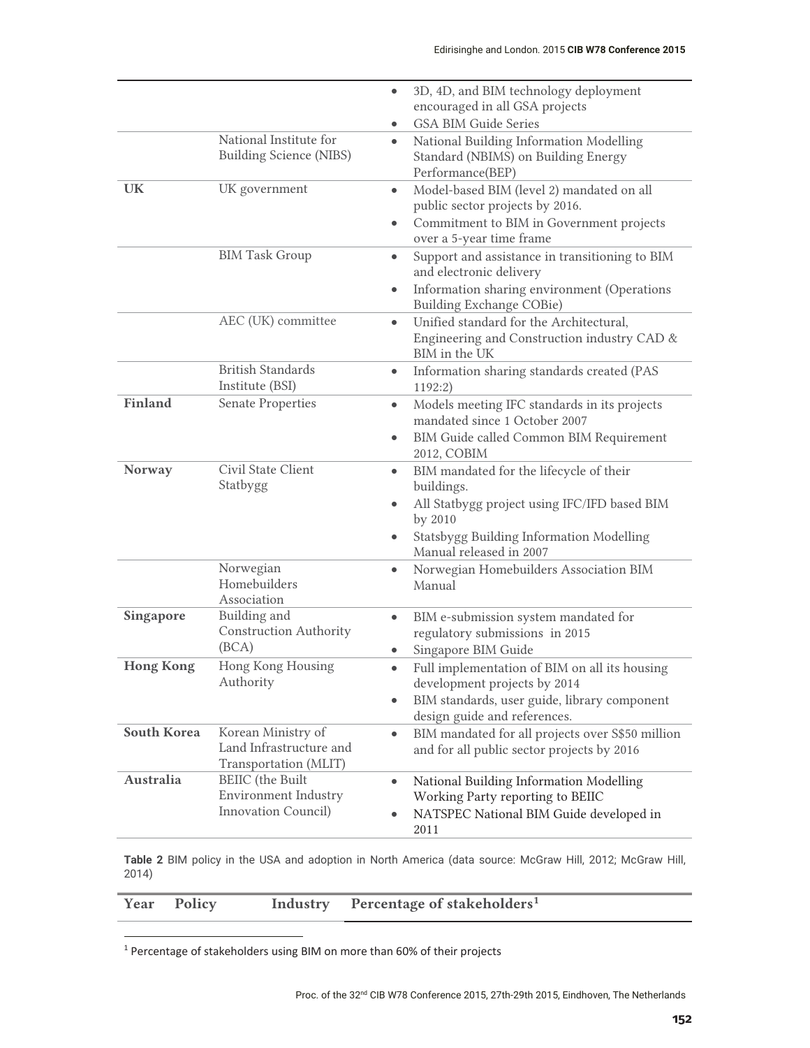| | | |
|---|---|---|
| | | • 3D, 4D, and BIM technology deployment encouraged in all GSA projects<br>• GSA BIM Guide Series |
| | National Institute for Building Science (NIBS) | • National Building Information Modelling Standard (NBIMS) on Building Energy Performance(BEP) |
| **UK** | UK government | • Model-based BIM (level 2) mandated on all public sector projects by 2016.<br>• Commitment to BIM in Government projects over a 5-year time frame |
| | BIM Task Group | • Support and assistance in transitioning to BIM and electronic delivery<br>• Information sharing environment (Operations Building Exchange COBie) |
| | AEC (UK) committee | • Unified standard for the Architectural, Engineering and Construction industry CAD & BIM in the UK |
| | British Standards Institute (BSI) | • Information sharing standards created (PAS 1192:2) |
| **Finland** | Senate Properties | • Models meeting IFC standards in its projects mandated since 1 October 2007<br>• BIM Guide called Common BIM Requirement 2012, COBIM |
| **Norway** | Civil State Client Statbygg | • BIM mandated for the lifecycle of their buildings.<br>• All Statbygg project using IFC/IFD based BIM by 2010<br>• Statsbygg Building Information Modelling Manual released in 2007 |
| | Norwegian Homebuilders Association | • Norwegian Homebuilders Association BIM Manual |
| **Singapore** | Building and Construction Authority (BCA) | • BIM e-submission system mandated for regulatory submissions in 2015<br>• Singapore BIM Guide |
| **Hong Kong** | Hong Kong Housing Authority | • Full implementation of BIM on all its housing development projects by 2014<br>• BIM standards, user guide, library component design guide and references. |
| **South Korea** | Korean Ministry of Land Infrastructure and Transportation (MLIT) | • BIM mandated for all projects over S$50 million and for all public sector projects by 2016 |
| **Australia** | BEIIC (the Built Environment Industry Innovation Council) | • National Building Information Modelling Working Party reporting to BEIIC<br>• NATSPEC National BIM Guide developed in 2011 |

**Table 2** BIM policy in the USA and adoption in North America (data source: McGraw Hill, 2012; McGraw Hill, 2014)

| Year | Policy | Industry | Percentage of stakeholders[1] |
|---|---|---|---|

[1] Percentage of stakeholders using BIM on more than 60% of their projects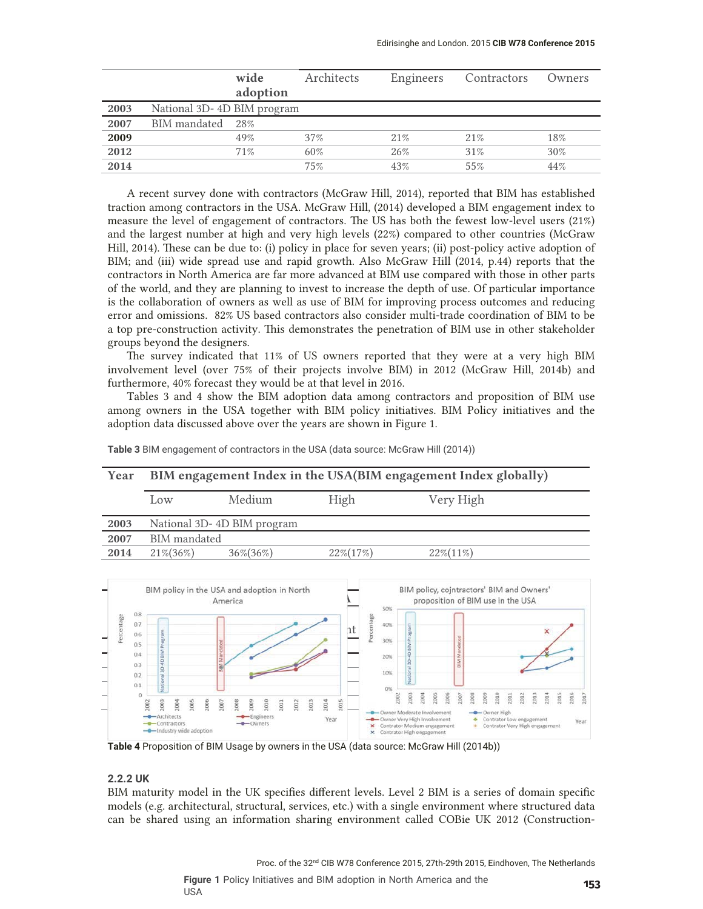| | | Industry wide adoption | Architects | Engineers | Contractors | Owners |
|---|---|---|---|---|---|---|
| **2003** | National 3D- 4D BIM program | | | | | |
| **2007** | BIM mandated | 28% | | | | |
| **2009** | | 49% | 37% | 21% | 21% | 18% |
| **2012** | | 71% | 60% | 26% | 31% | 30% |
| **2014** | | | 75% | 43% | 55% | 44% |

A recent survey done with contractors (McGraw Hill, 2014), reported that BIM has established traction among contractors in the USA. McGraw Hill, (2014) developed a BIM engagement index to measure the level of engagement of contractors. The US has both the fewest low-level users (21%) and the largest number at high and very high levels (22%) compared to other countries (McGraw Hill, 2014). These can be due to: (i) policy in place for seven years; (ii) post-policy active adoption of BIM; and (iii) wide spread use and rapid growth. Also McGraw Hill (2014, p.44) reports that the contractors in North America are far more advanced at BIM use compared with those in other parts of the world, and they are planning to invest to increase the depth of use. Of particular importance is the collaboration of owners as well as use of BIM for improving process outcomes and reducing error and omissions. 82% US based contractors also consider multi-trade coordination of BIM to be a top pre-construction activity. This demonstrates the penetration of BIM use in other stakeholder groups beyond the designers.

The survey indicated that 11% of US owners reported that they were at a very high BIM involvement level (over 75% of their projects involve BIM) in 2012 (McGraw Hill, 2014b) and furthermore, 40% forecast they would be at that level in 2016.

Tables 3 and 4 show the BIM adoption data among contractors and proposition of BIM use among owners in the USA together with BIM policy initiatives. BIM Policy initiatives and the adoption data discussed above over the years are shown in Figure 1.

**Table 3** BIM engagement of contractors in the USA (data source: McGraw Hill (2014))

| Year | BIM engagement Index in the USA(BIM engagement Index globally) | | | |
|---|---|---|---|---|
| | Low | Medium | High | Very High |
| **2003** | National 3D- 4D BIM program | | | |
| **2007** | BIM mandated | | | |
| **2014** | 21%(36%) | 36%(36%) | 22%(17%) | 22%(11%) |

**Table 4** Proposition of BIM Usage by owners in the USA (data source: McGraw Hill (2014b))

**Figure 1** Policy Initiatives and BIM adoption in North America and the USA

#### 2.2.2 UK

BIM maturity model in the UK specifies different levels. Level 2 BIM is a series of domain specific models (e.g. architectural, structural, services, etc.) with a single environment where structured data can be shared using an information sharing environment called COBie UK 2012 (Construction-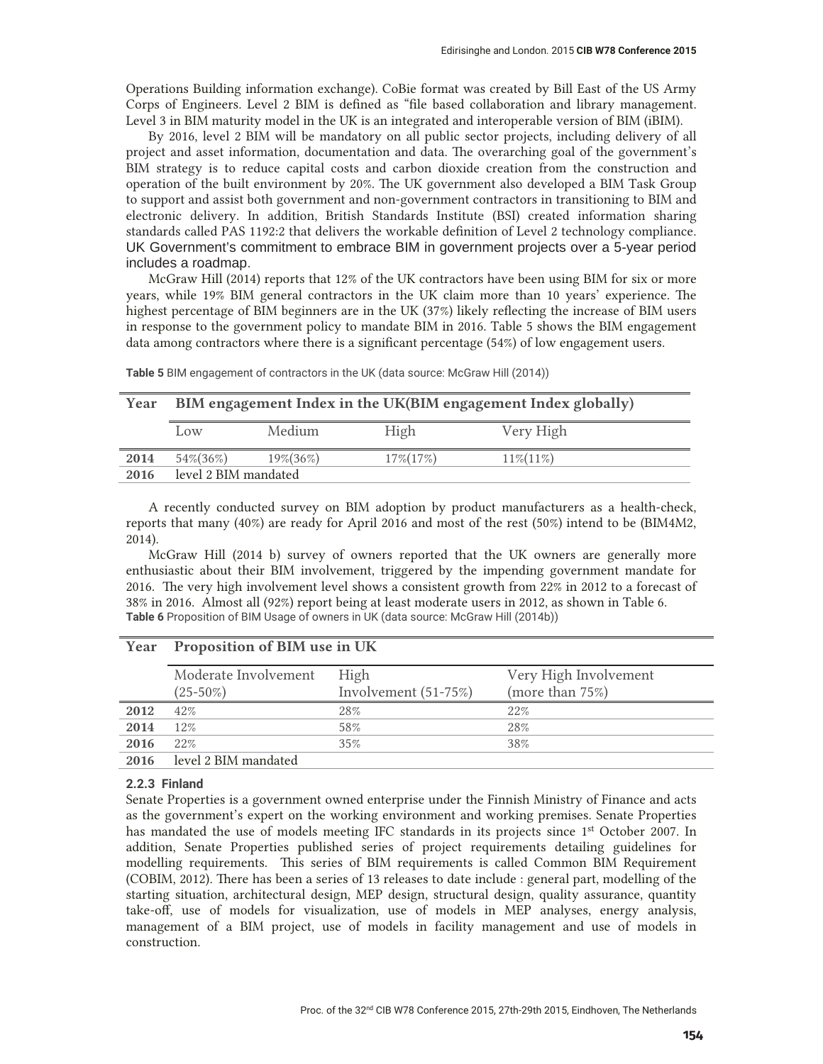Operations Building information exchange). CoBie format was created by Bill East of the US Army Corps of Engineers. Level 2 BIM is defined as "file based collaboration and library management. Level 3 in BIM maturity model in the UK is an integrated and interoperable version of BIM (iBIM).

By 2016, level 2 BIM will be mandatory on all public sector projects, including delivery of all project and asset information, documentation and data. The overarching goal of the government's BIM strategy is to reduce capital costs and carbon dioxide creation from the construction and operation of the built environment by 20%. The UK government also developed a BIM Task Group to support and assist both government and non-government contractors in transitioning to BIM and electronic delivery. In addition, British Standards Institute (BSI) created information sharing standards called PAS 1192:2 that delivers the workable definition of Level 2 technology compliance. UK Government's commitment to embrace BIM in government projects over a 5-year period includes a roadmap.

McGraw Hill (2014) reports that 12% of the UK contractors have been using BIM for six or more years, while 19% BIM general contractors in the UK claim more than 10 years' experience. The highest percentage of BIM beginners are in the UK (37%) likely reflecting the increase of BIM users in response to the government policy to mandate BIM in 2016. Table 5 shows the BIM engagement data among contractors where there is a significant percentage (54%) of low engagement users.

**Table 5** BIM engagement of contractors in the UK (data source: McGraw Hill (2014))

| Year | BIM engagement Index in the UK(BIM engagement Index globally) | | | |
|---|---|---|---|---|
| | Low | Medium | High | Very High |
| **2014** | 54%(36%) | 19%(36%) | 17%(17%) | 11%(11%) |
| **2016** | level 2 BIM mandated | | | |

A recently conducted survey on BIM adoption by product manufacturers as a health-check, reports that many (40%) are ready for April 2016 and most of the rest (50%) intend to be (BIM4M2, 2014).

McGraw Hill (2014 b) survey of owners reported that the UK owners are generally more enthusiastic about their BIM involvement, triggered by the impending government mandate for 2016. The very high involvement level shows a consistent growth from 22% in 2012 to a forecast of 38% in 2016. Almost all (92%) report being at least moderate users in 2012, as shown in Table 6.

**Table 6** Proposition of BIM Usage of owners in UK (data source: McGraw Hill (2014b))

| Year | Proposition of BIM use in UK | | |
|---|---|---|---|
| | Moderate Involvement (25-50%) | High Involvement (51-75%) | Very High Involvement (more than 75%) |
| **2012** | 42% | 28% | 22% |
| **2014** | 12% | 58% | 28% |
| **2016** | 22% | 35% | 38% |
| **2016** | level 2 BIM mandated | | |

#### 2.2.3 Finland

Senate Properties is a government owned enterprise under the Finnish Ministry of Finance and acts as the government's expert on the working environment and working premises. Senate Properties has mandated the use of models meeting IFC standards in its projects since 1st October 2007. In addition, Senate Properties published series of project requirements detailing guidelines for modelling requirements. This series of BIM requirements is called Common BIM Requirement (COBIM, 2012). There has been a series of 13 releases to date include : general part, modelling of the starting situation, architectural design, MEP design, structural design, quality assurance, quantity take-off, use of models for visualization, use of models in MEP analyses, energy analysis, management of a BIM project, use of models in facility management and use of models in construction.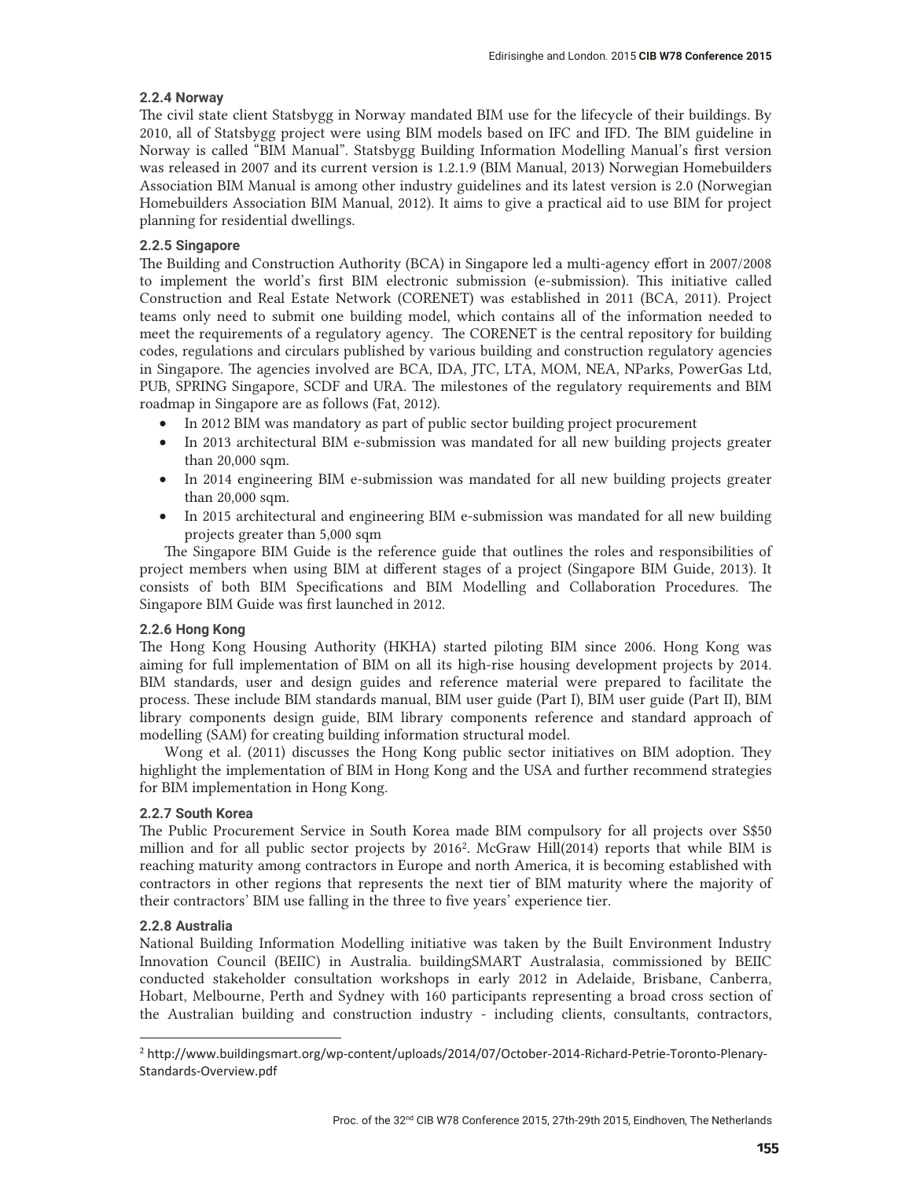### 2.2.4 Norway

The civil state client Statsbygg in Norway mandated BIM use for the lifecycle of their buildings. By 2010, all of Statsbygg project were using BIM models based on IFC and IFD. The BIM guideline in Norway is called "BIM Manual". Statsbygg Building Information Modelling Manual's first version was released in 2007 and its current version is 1.2.1.9 (BIM Manual, 2013) Norwegian Homebuilders Association BIM Manual is among other industry guidelines and its latest version is 2.0 (Norwegian Homebuilders Association BIM Manual, 2012). It aims to give a practical aid to use BIM for project planning for residential dwellings.

### 2.2.5 Singapore

The Building and Construction Authority (BCA) in Singapore led a multi-agency effort in 2007/2008 to implement the world's first BIM electronic submission (e-submission). This initiative called Construction and Real Estate Network (CORENET) was established in 2011 (BCA, 2011). Project teams only need to submit one building model, which contains all of the information needed to meet the requirements of a regulatory agency. The CORENET is the central repository for building codes, regulations and circulars published by various building and construction regulatory agencies in Singapore. The agencies involved are BCA, IDA, JTC, LTA, MOM, NEA, NParks, PowerGas Ltd, PUB, SPRING Singapore, SCDF and URA. The milestones of the regulatory requirements and BIM roadmap in Singapore are as follows (Fat, 2012).

- In 2012 BIM was mandatory as part of public sector building project procurement
- In 2013 architectural BIM e-submission was mandated for all new building projects greater than 20,000 sqm.
- In 2014 engineering BIM e-submission was mandated for all new building projects greater than 20,000 sqm.
- In 2015 architectural and engineering BIM e-submission was mandated for all new building projects greater than 5,000 sqm

The Singapore BIM Guide is the reference guide that outlines the roles and responsibilities of project members when using BIM at different stages of a project (Singapore BIM Guide, 2013). It consists of both BIM Specifications and BIM Modelling and Collaboration Procedures. The Singapore BIM Guide was first launched in 2012.

### 2.2.6 Hong Kong

The Hong Kong Housing Authority (HKHA) started piloting BIM since 2006. Hong Kong was aiming for full implementation of BIM on all its high-rise housing development projects by 2014. BIM standards, user and design guides and reference material were prepared to facilitate the process. These include BIM standards manual, BIM user guide (Part I), BIM user guide (Part II), BIM library components design guide, BIM library components reference and standard approach of modelling (SAM) for creating building information structural model.

Wong et al. (2011) discusses the Hong Kong public sector initiatives on BIM adoption. They highlight the implementation of BIM in Hong Kong and the USA and further recommend strategies for BIM implementation in Hong Kong.

### 2.2.7 South Korea

The Public Procurement Service in South Korea made BIM compulsory for all projects over S$50 million and for all public sector projects by 2016[2]. McGraw Hill(2014) reports that while BIM is reaching maturity among contractors in Europe and north America, it is becoming established with contractors in other regions that represents the next tier of BIM maturity where the majority of their contractors' BIM use falling in the three to five years' experience tier.

### 2.2.8 Australia

National Building Information Modelling initiative was taken by the Built Environment Industry Innovation Council (BEIIC) in Australia. buildingSMART Australasia, commissioned by BEIIC conducted stakeholder consultation workshops in early 2012 in Adelaide, Brisbane, Canberra, Hobart, Melbourne, Perth and Sydney with 160 participants representing a broad cross section of the Australian building and construction industry - including clients, consultants, contractors,

[2] http://www.buildingsmart.org/wp-content/uploads/2014/07/October-2014-Richard-Petrie-Toronto-Plenary-Standards-Overview.pdf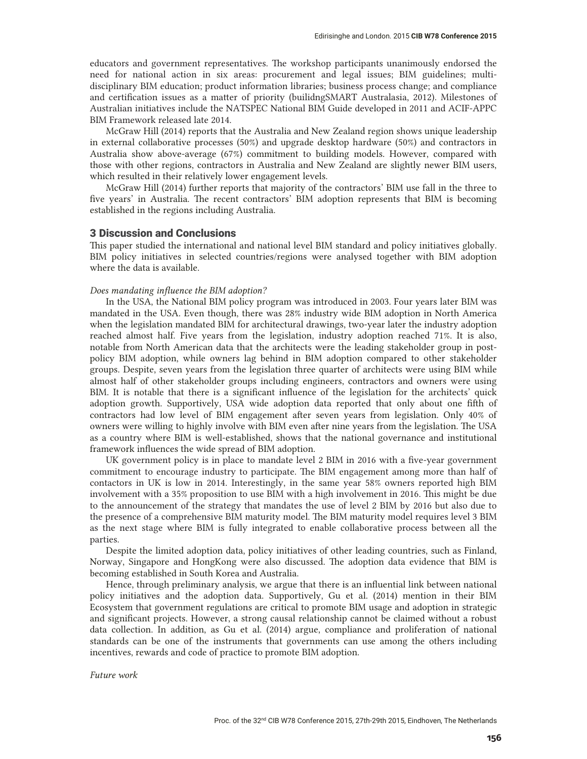educators and government representatives. The workshop participants unanimously endorsed the need for national action in six areas: procurement and legal issues; BIM guidelines; multi-disciplinary BIM education; product information libraries; business process change; and compliance and certification issues as a matter of priority (builidngSMART Australasia, 2012). Milestones of Australian initiatives include the NATSPEC National BIM Guide developed in 2011 and ACIF-APPC BIM Framework released late 2014.

McGraw Hill (2014) reports that the Australia and New Zealand region shows unique leadership in external collaborative processes (50%) and upgrade desktop hardware (50%) and contractors in Australia show above-average (67%) commitment to building models. However, compared with those with other regions, contractors in Australia and New Zealand are slightly newer BIM users, which resulted in their relatively lower engagement levels.

McGraw Hill (2014) further reports that majority of the contractors' BIM use fall in the three to five years' in Australia. The recent contractors' BIM adoption represents that BIM is becoming established in the regions including Australia.

## 3 Discussion and Conclusions

This paper studied the international and national level BIM standard and policy initiatives globally. BIM policy initiatives in selected countries/regions were analysed together with BIM adoption where the data is available.

*Does mandating influence the BIM adoption?*

In the USA, the National BIM policy program was introduced in 2003. Four years later BIM was mandated in the USA. Even though, there was 28% industry wide BIM adoption in North America when the legislation mandated BIM for architectural drawings, two-year later the industry adoption reached almost half. Five years from the legislation, industry adoption reached 71%. It is also, notable from North American data that the architects were the leading stakeholder group in post-policy BIM adoption, while owners lag behind in BIM adoption compared to other stakeholder groups. Despite, seven years from the legislation three quarter of architects were using BIM while almost half of other stakeholder groups including engineers, contractors and owners were using BIM. It is notable that there is a significant influence of the legislation for the architects' quick adoption growth. Supportively, USA wide adoption data reported that only about one fifth of contractors had low level of BIM engagement after seven years from legislation. Only 40% of owners were willing to highly involve with BIM even after nine years from the legislation. The USA as a country where BIM is well-established, shows that the national governance and institutional framework influences the wide spread of BIM adoption.

UK government policy is in place to mandate level 2 BIM in 2016 with a five-year government commitment to encourage industry to participate. The BIM engagement among more than half of contactors in UK is low in 2014. Interestingly, in the same year 58% owners reported high BIM involvement with a 35% proposition to use BIM with a high involvement in 2016. This might be due to the announcement of the strategy that mandates the use of level 2 BIM by 2016 but also due to the presence of a comprehensive BIM maturity model. The BIM maturity model requires level 3 BIM as the next stage where BIM is fully integrated to enable collaborative process between all the parties.

Despite the limited adoption data, policy initiatives of other leading countries, such as Finland, Norway, Singapore and HongKong were also discussed. The adoption data evidence that BIM is becoming established in South Korea and Australia.

Hence, through preliminary analysis, we argue that there is an influential link between national policy initiatives and the adoption data. Supportively, Gu et al. (2014) mention in their BIM Ecosystem that government regulations are critical to promote BIM usage and adoption in strategic and significant projects. However, a strong causal relationship cannot be claimed without a robust data collection. In addition, as Gu et al. (2014) argue, compliance and proliferation of national standards can be one of the instruments that governments can use among the others including incentives, rewards and code of practice to promote BIM adoption.

*Future work*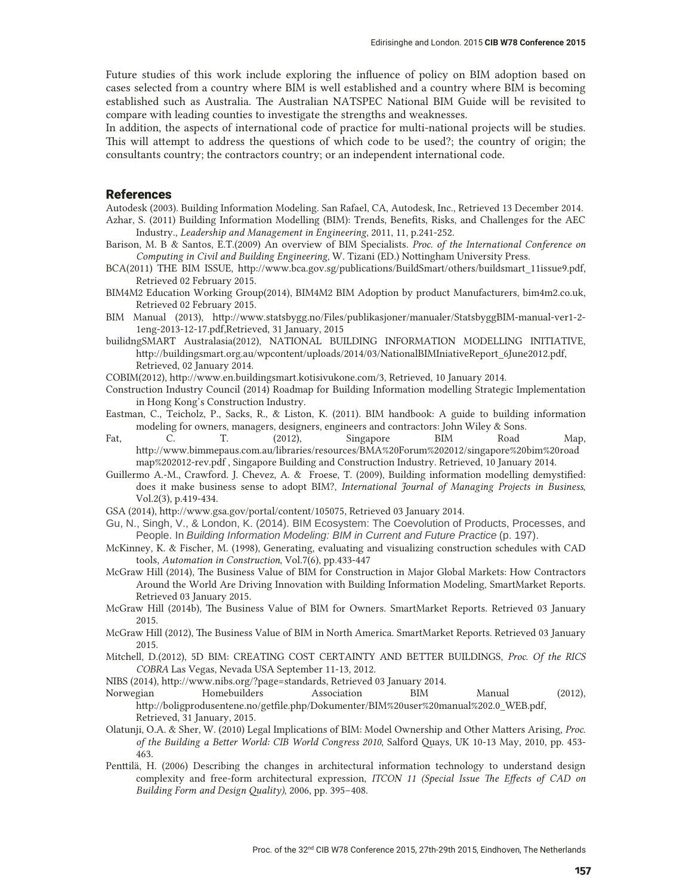Future studies of this work include exploring the influence of policy on BIM adoption based on cases selected from a country where BIM is well established and a country where BIM is becoming established such as Australia. The Australian NATSPEC National BIM Guide will be revisited to compare with leading counties to investigate the strengths and weaknesses.

In addition, the aspects of international code of practice for multi-national projects will be studies. This will attempt to address the questions of which code to be used?; the country of origin; the consultants country; the contractors country; or an independent international code.

## References

Autodesk (2003). Building Information Modeling. San Rafael, CA, Autodesk, Inc., Retrieved 13 December 2014.

Azhar, S. (2011) Building Information Modelling (BIM): Trends, Benefits, Risks, and Challenges for the AEC Industry., *Leadership and Management in Engineering*, 2011, 11, p.241-252.

Barison, M. B & Santos, E.T.(2009) An overview of BIM Specialists. *Proc. of the International Conference on Computing in Civil and Building Engineering*, W. Tizani (ED.) Nottingham University Press.

BCA(2011) THE BIM ISSUE, http://www.bca.gov.sg/publications/BuildSmart/others/buildsmart_11issue9.pdf, Retrieved 02 February 2015.

BIM4M2 Education Working Group(2014), BIM4M2 BIM Adoption by product Manufacturers, bim4m2.co.uk, Retrieved 02 February 2015.

BIM Manual (2013), http://www.statsbygg.no/Files/publikasjoner/manualer/StatsbyggBIM-manual-ver1-2-1eng-2013-12-17.pdf,Retrieved, 31 January, 2015

builidngSMART Australasia(2012), NATIONAL BUILDING INFORMATION MODELLING INITIATIVE, http://buildingsmart.org.au/wpcontent/uploads/2014/03/NationalBIMIniativeReport_6June2012.pdf, Retrieved, 02 January 2014.

COBIM(2012), http://www.en.buildingsmart.kotisivukone.com/3, Retrieved, 10 January 2014.

Construction Industry Council (2014) Roadmap for Building Information modelling Strategic Implementation in Hong Kong's Construction Industry.

Eastman, C., Teicholz, P., Sacks, R., & Liston, K. (2011). BIM handbook: A guide to building information modeling for owners, managers, designers, engineers and contractors: John Wiley & Sons.

Fat, C. T. (2012), Singapore BIM Road Map, http://www.bimmepaus.com.au/libraries/resources/BMA%20Forum%202012/singapore%20bim%20road map%202012-rev.pdf , Singapore Building and Construction Industry. Retrieved, 10 January 2014.

Guillermo A.-M., Crawford. J. Chevez, A. & Froese, T. (2009), Building information modelling demystified: does it make business sense to adopt BIM?, *International Journal of Managing Projects in Business*, Vol.2(3), p.419-434.

GSA (2014), http://www.gsa.gov/portal/content/105075, Retrieved 03 January 2014.

Gu, N., Singh, V., & London, K. (2014). BIM Ecosystem: The Coevolution of Products, Processes, and People. In *Building Information Modeling: BIM in Current and Future Practice* (p. 197).

McKinney, K. & Fischer, M. (1998), Generating, evaluating and visualizing construction schedules with CAD tools, *Automation in Construction*, Vol.7(6), pp.433-447

McGraw Hill (2014), The Business Value of BIM for Construction in Major Global Markets: How Contractors Around the World Are Driving Innovation with Building Information Modeling, SmartMarket Reports. Retrieved 03 January 2015.

McGraw Hill (2014b), The Business Value of BIM for Owners. SmartMarket Reports. Retrieved 03 January 2015.

McGraw Hill (2012), The Business Value of BIM in North America. SmartMarket Reports. Retrieved 03 January 2015.

Mitchell, D.(2012), 5D BIM: CREATING COST CERTAINTY AND BETTER BUILDINGS, *Proc. Of the RICS COBRA* Las Vegas, Nevada USA September 11-13, 2012.

NIBS (2014), http://www.nibs.org/?page=standards, Retrieved 03 January 2014.

Norwegian Homebuilders Association BIM Manual (2012), http://boligprodusentene.no/getfile.php/Dokumenter/BIM%20user%20manual%202.0_WEB.pdf, Retrieved, 31 January, 2015.

Olatunji, O.A. & Sher, W. (2010) Legal Implications of BIM: Model Ownership and Other Matters Arising, *Proc. of the Building a Better World: CIB World Congress 2010*, Salford Quays, UK 10-13 May, 2010, pp. 453-463.

Penttilä, H. (2006) Describing the changes in architectural information technology to understand design complexity and free-form architectural expression, *ITCON 11 (Special Issue The Effects of CAD on Building Form and Design Quality)*, 2006, pp. 395–408.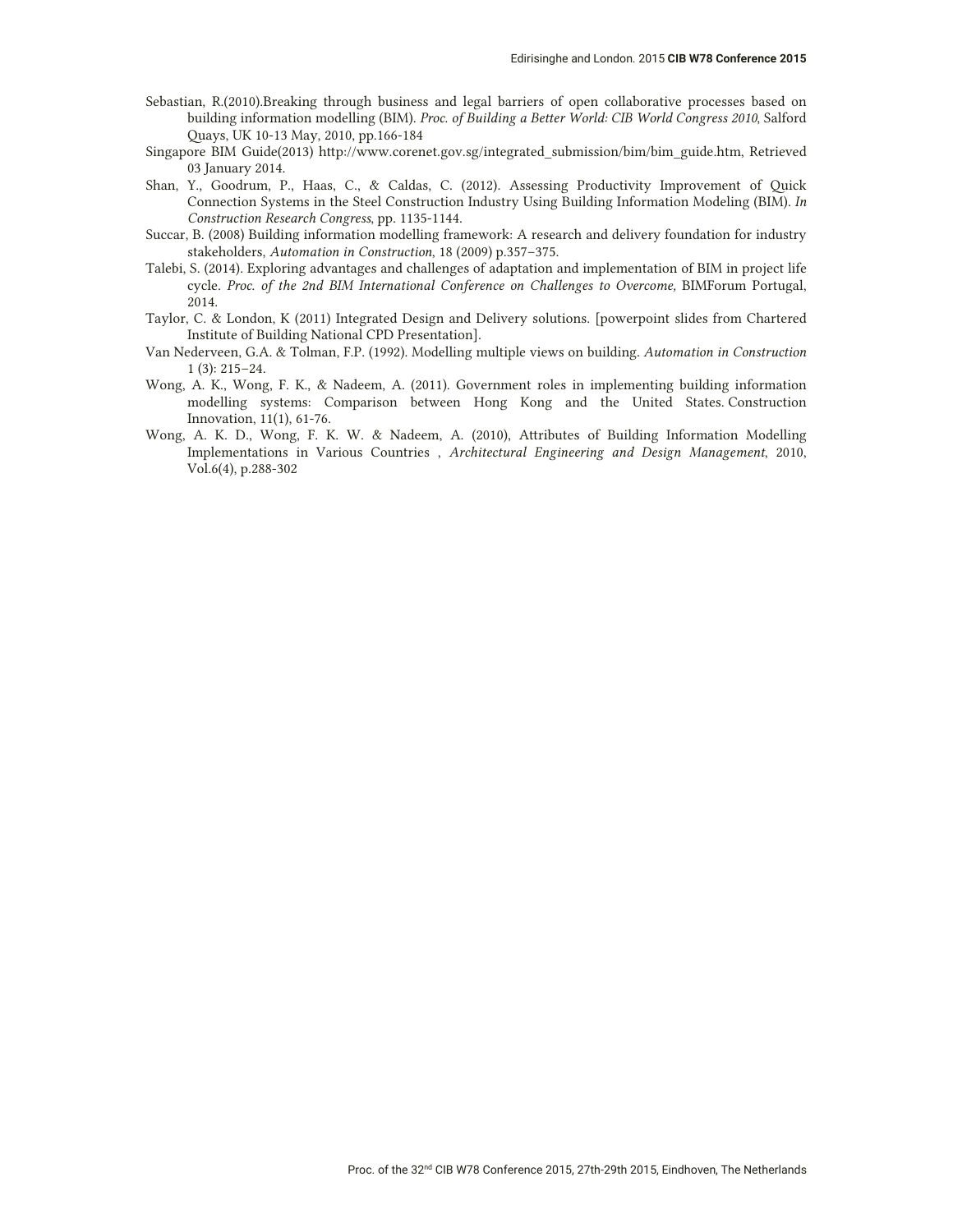Sebastian, R.(2010).Breaking through business and legal barriers of open collaborative processes based on building information modelling (BIM). *Proc. of Building a Better World: CIB World Congress 2010*, Salford Quays, UK 10-13 May, 2010, pp.166-184

Singapore BIM Guide(2013) http://www.corenet.gov.sg/integrated_submission/bim/bim_guide.htm, Retrieved 03 January 2014.

Shan, Y., Goodrum, P., Haas, C., & Caldas, C. (2012). Assessing Productivity Improvement of Quick Connection Systems in the Steel Construction Industry Using Building Information Modeling (BIM). *In Construction Research Congress*, pp. 1135-1144.

Succar, B. (2008) Building information modelling framework: A research and delivery foundation for industry stakeholders, *Automation in Construction*, 18 (2009) p.357–375.

Talebi, S. (2014). Exploring advantages and challenges of adaptation and implementation of BIM in project life cycle. *Proc. of the 2nd BIM International Conference on Challenges to Overcome,* BIMForum Portugal, 2014.

Taylor, C. & London, K (2011) Integrated Design and Delivery solutions. [powerpoint slides from Chartered Institute of Building National CPD Presentation].

Van Nederveen, G.A. & Tolman, F.P. (1992). Modelling multiple views on building. *Automation in Construction* 1 (3): 215–24.

Wong, A. K., Wong, F. K., & Nadeem, A. (2011). Government roles in implementing building information modelling systems: Comparison between Hong Kong and the United States. Construction Innovation, 11(1), 61-76.

Wong, A. K. D., Wong, F. K. W. & Nadeem, A. (2010), Attributes of Building Information Modelling Implementations in Various Countries , *Architectural Engineering and Design Management*, 2010, Vol.6(4), p.288-302